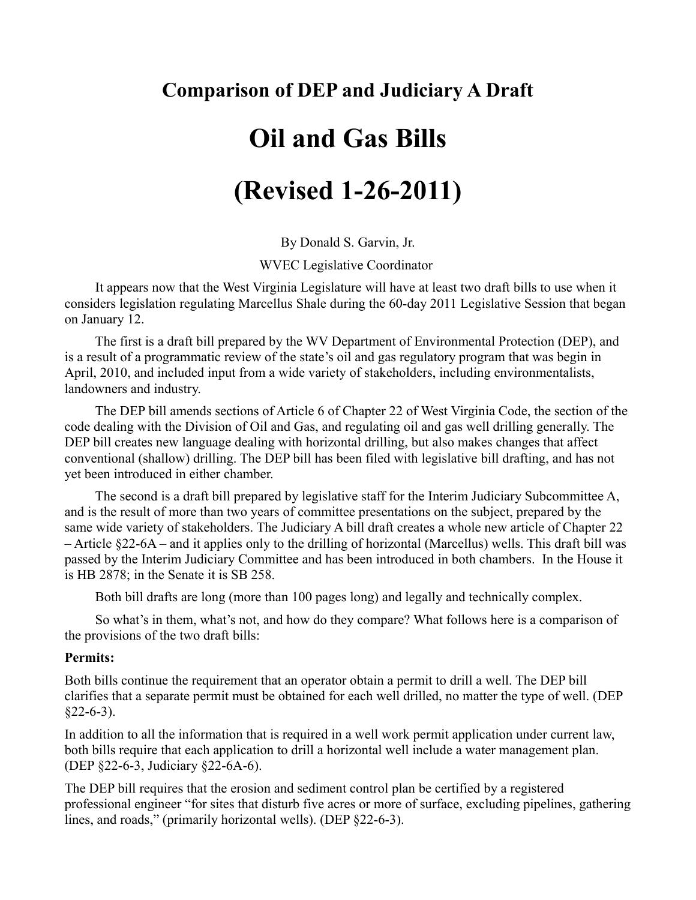## Comparison of DEP and Judiciary A Draft

# Oil and Gas Bills

# (Revised 1-26-2011)

By Donald S. Garvin, Jr.

WVEC Legislative Coordinator

It appears now that the West Virginia Legislature will have at least two draft bills to use when it considers legislation regulating Marcellus Shale during the 60-day 2011 Legislative Session that began on January 12.

The first is a draft bill prepared by the WV Department of Environmental Protection (DEP), and is a result of a programmatic review of the state's oil and gas regulatory program that was begin in April, 2010, and included input from a wide variety of stakeholders, including environmentalists, landowners and industry.

The DEP bill amends sections of Article 6 of Chapter 22 of West Virginia Code, the section of the code dealing with the Division of Oil and Gas, and regulating oil and gas well drilling generally. The DEP bill creates new language dealing with horizontal drilling, but also makes changes that affect conventional (shallow) drilling. The DEP bill has been filed with legislative bill drafting, and has not yet been introduced in either chamber.

The second is a draft bill prepared by legislative staff for the Interim Judiciary Subcommittee A, and is the result of more than two years of committee presentations on the subject, prepared by the same wide variety of stakeholders. The Judiciary A bill draft creates a whole new article of Chapter 22 – Article §22-6A – and it applies only to the drilling of horizontal (Marcellus) wells. This draft bill was passed by the Interim Judiciary Committee and has been introduced in both chambers. In the House it is HB 2878; in the Senate it is SB 258.

Both bill drafts are long (more than 100 pages long) and legally and technically complex.

So what's in them, what's not, and how do they compare? What follows here is a comparison of the provisions of the two draft bills:

**Permits:**

Both bills continue the requirement that an operator obtain a permit to drill a well. The DEP bill clarifies that a separate permit must be obtained for each well drilled, no matter the type of well. (DEP §22-6-3).

In addition to all the information that is required in a well work permit application under current law, both bills require that each application to drill a horizontal well include a water management plan. (DEP §22-6-3, Judiciary §22-6A-6).

The DEP bill requires that the erosion and sediment control plan be certified by a registered professional engineer "for sites that disturb five acres or more of surface, excluding pipelines, gathering lines, and roads," (primarily horizontal wells). (DEP §22-6-3).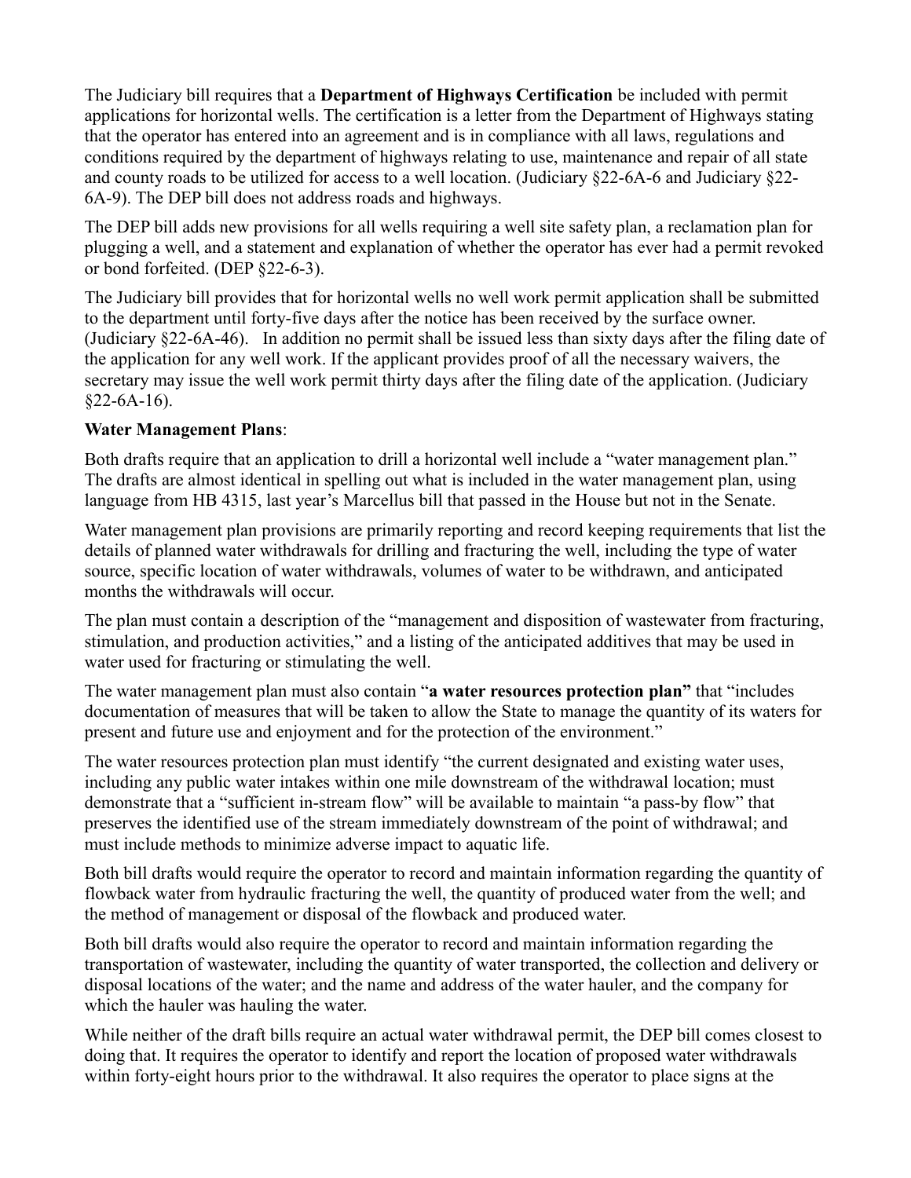The Judiciary bill requires that a **Department of Highways Certification** be included with permit applications for horizontal wells. The certification is a letter from the Department of Highways stating that the operator has entered into an agreement and is in compliance with all laws, regulations and conditions required by the department of highways relating to use, maintenance and repair of all state and county roads to be utilized for access to a well location. (Judiciary §22-6A-6 and Judiciary §22-6A-9). The DEP bill does not address roads and highways.

The DEP bill adds new provisions for all wells requiring a well site safety plan, a reclamation plan for plugging a well, and a statement and explanation of whether the operator has ever had a permit revoked or bond forfeited. (DEP §22-6-3).

The Judiciary bill provides that for horizontal wells no well work permit application shall be submitted to the department until forty-five days after the notice has been received by the surface owner. (Judiciary §22-6A-46). In addition no permit shall be issued less than sixty days after the filing date of the application for any well work. If the applicant provides proof of all the necessary waivers, the secretary may issue the well work permit thirty days after the filing date of the application. (Judiciary §22-6A-16).

**Water Management Plans**:

Both drafts require that an application to drill a horizontal well include a "water management plan." The drafts are almost identical in spelling out what is included in the water management plan, using language from HB 4315, last year's Marcellus bill that passed in the House but not in the Senate.

Water management plan provisions are primarily reporting and record keeping requirements that list the details of planned water withdrawals for drilling and fracturing the well, including the type of water source, specific location of water withdrawals, volumes of water to be withdrawn, and anticipated months the withdrawals will occur.

The plan must contain a description of the "management and disposition of wastewater from fracturing, stimulation, and production activities," and a listing of the anticipated additives that may be used in water used for fracturing or stimulating the well.

The water management plan must also contain "**a water resources protection plan"** that "includes documentation of measures that will be taken to allow the State to manage the quantity of its waters for present and future use and enjoyment and for the protection of the environment."

The water resources protection plan must identify "the current designated and existing water uses, including any public water intakes within one mile downstream of the withdrawal location; must demonstrate that a "sufficient in-stream flow" will be available to maintain "a pass-by flow" that preserves the identified use of the stream immediately downstream of the point of withdrawal; and must include methods to minimize adverse impact to aquatic life.

Both bill drafts would require the operator to record and maintain information regarding the quantity of flowback water from hydraulic fracturing the well, the quantity of produced water from the well; and the method of management or disposal of the flowback and produced water.

Both bill drafts would also require the operator to record and maintain information regarding the transportation of wastewater, including the quantity of water transported, the collection and delivery or disposal locations of the water; and the name and address of the water hauler, and the company for which the hauler was hauling the water.

While neither of the draft bills require an actual water withdrawal permit, the DEP bill comes closest to doing that. It requires the operator to identify and report the location of proposed water withdrawals within forty-eight hours prior to the withdrawal. It also requires the operator to place signs at the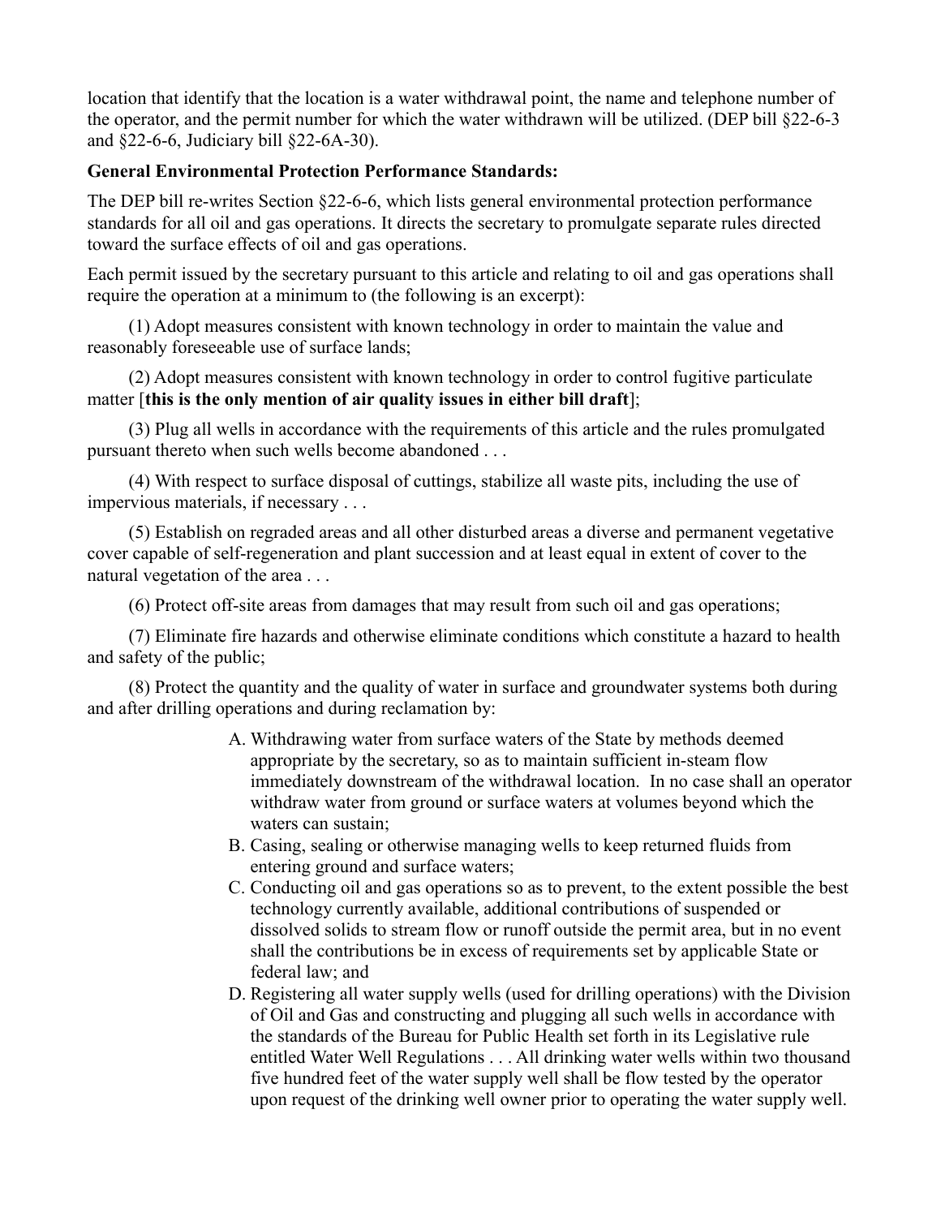location that identify that the location is a water withdrawal point, the name and telephone number of the operator, and the permit number for which the water withdrawn will be utilized. (DEP bill §22-6-3 and §22-6-6, Judiciary bill §22-6A-30).

**General Environmental Protection Performance Standards:**

The DEP bill re-writes Section §22-6-6, which lists general environmental protection performance standards for all oil and gas operations. It directs the secretary to promulgate separate rules directed toward the surface effects of oil and gas operations.

Each permit issued by the secretary pursuant to this article and relating to oil and gas operations shall require the operation at a minimum to (the following is an excerpt):

(1) Adopt measures consistent with known technology in order to maintain the value and reasonably foreseeable use of surface lands;

(2) Adopt measures consistent with known technology in order to control fugitive particulate matter [**this is the only mention of air quality issues in either bill draft**];

(3) Plug all wells in accordance with the requirements of this article and the rules promulgated pursuant thereto when such wells become abandoned . . .

(4) With respect to surface disposal of cuttings, stabilize all waste pits, including the use of impervious materials, if necessary . . .

(5) Establish on regraded areas and all other disturbed areas a diverse and permanent vegetative cover capable of self-regeneration and plant succession and at least equal in extent of cover to the natural vegetation of the area . . .

(6) Protect off-site areas from damages that may result from such oil and gas operations;

(7) Eliminate fire hazards and otherwise eliminate conditions which constitute a hazard to health and safety of the public;

(8) Protect the quantity and the quality of water in surface and groundwater systems both during and after drilling operations and during reclamation by:

A. Withdrawing water from surface waters of the State by methods deemed appropriate by the secretary, so as to maintain sufficient in-steam flow immediately downstream of the withdrawal location. In no case shall an operator withdraw water from ground or surface waters at volumes beyond which the waters can sustain;
B. Casing, sealing or otherwise managing wells to keep returned fluids from entering ground and surface waters;
C. Conducting oil and gas operations so as to prevent, to the extent possible the best technology currently available, additional contributions of suspended or dissolved solids to stream flow or runoff outside the permit area, but in no event shall the contributions be in excess of requirements set by applicable State or federal law; and
D. Registering all water supply wells (used for drilling operations) with the Division of Oil and Gas and constructing and plugging all such wells in accordance with the standards of the Bureau for Public Health set forth in its Legislative rule entitled Water Well Regulations . . . All drinking water wells within two thousand five hundred feet of the water supply well shall be flow tested by the operator upon request of the drinking well owner prior to operating the water supply well.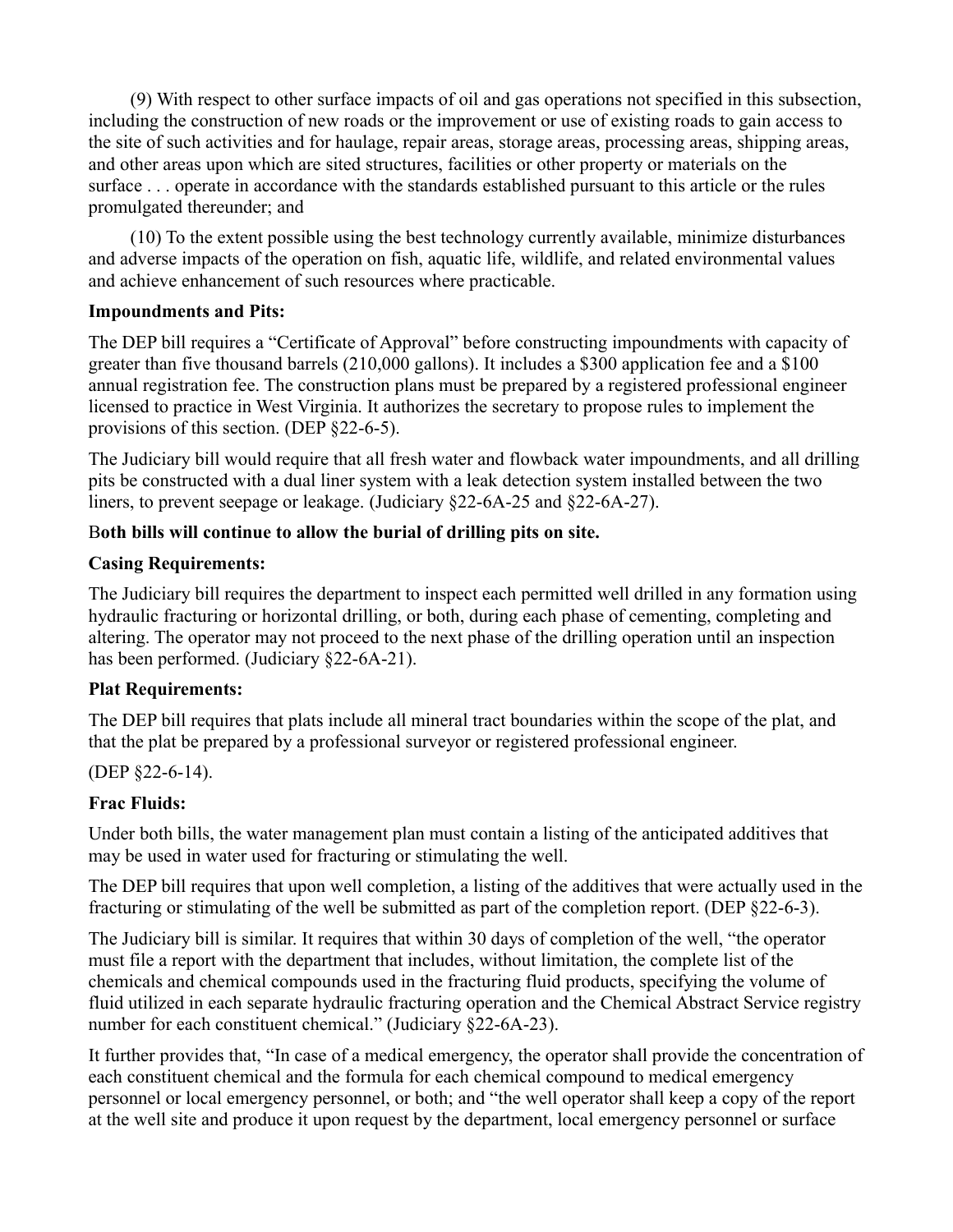(9) With respect to other surface impacts of oil and gas operations not specified in this subsection, including the construction of new roads or the improvement or use of existing roads to gain access to the site of such activities and for haulage, repair areas, storage areas, processing areas, shipping areas, and other areas upon which are sited structures, facilities or other property or materials on the surface . . . operate in accordance with the standards established pursuant to this article or the rules promulgated thereunder; and

(10) To the extent possible using the best technology currently available, minimize disturbances and adverse impacts of the operation on fish, aquatic life, wildlife, and related environmental values and achieve enhancement of such resources where practicable.

**Impoundments and Pits:**

The DEP bill requires a "Certificate of Approval" before constructing impoundments with capacity of greater than five thousand barrels (210,000 gallons). It includes a $300 application fee and a $100 annual registration fee. The construction plans must be prepared by a registered professional engineer licensed to practice in West Virginia. It authorizes the secretary to propose rules to implement the provisions of this section. (DEP §22-6-5).

The Judiciary bill would require that all fresh water and flowback water impoundments, and all drilling pits be constructed with a dual liner system with a leak detection system installed between the two liners, to prevent seepage or leakage. (Judiciary §22-6A-25 and §22-6A-27).

B**oth bills will continue to allow the burial of drilling pits on site.**

**Casing Requirements:**

The Judiciary bill requires the department to inspect each permitted well drilled in any formation using hydraulic fracturing or horizontal drilling, or both, during each phase of cementing, completing and altering. The operator may not proceed to the next phase of the drilling operation until an inspection has been performed. (Judiciary §22-6A-21).

**Plat Requirements:**

The DEP bill requires that plats include all mineral tract boundaries within the scope of the plat, and that the plat be prepared by a professional surveyor or registered professional engineer.

(DEP §22-6-14).

**Frac Fluids:**

Under both bills, the water management plan must contain a listing of the anticipated additives that may be used in water used for fracturing or stimulating the well.

The DEP bill requires that upon well completion, a listing of the additives that were actually used in the fracturing or stimulating of the well be submitted as part of the completion report. (DEP §22-6-3).

The Judiciary bill is similar. It requires that within 30 days of completion of the well, "the operator must file a report with the department that includes, without limitation, the complete list of the chemicals and chemical compounds used in the fracturing fluid products, specifying the volume of fluid utilized in each separate hydraulic fracturing operation and the Chemical Abstract Service registry number for each constituent chemical." (Judiciary §22-6A-23).

It further provides that, "In case of a medical emergency, the operator shall provide the concentration of each constituent chemical and the formula for each chemical compound to medical emergency personnel or local emergency personnel, or both; and "the well operator shall keep a copy of the report at the well site and produce it upon request by the department, local emergency personnel or surface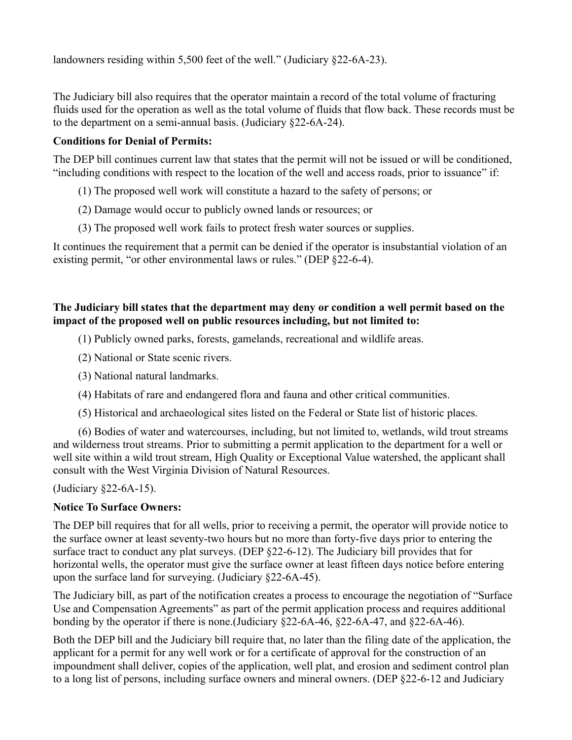landowners residing within 5,500 feet of the well." (Judiciary §22-6A-23).

The Judiciary bill also requires that the operator maintain a record of the total volume of fracturing fluids used for the operation as well as the total volume of fluids that flow back. These records must be to the department on a semi-annual basis. (Judiciary §22-6A-24).

**Conditions for Denial of Permits:**

The DEP bill continues current law that states that the permit will not be issued or will be conditioned, "including conditions with respect to the location of the well and access roads, prior to issuance" if:

(1) The proposed well work will constitute a hazard to the safety of persons; or

(2) Damage would occur to publicly owned lands or resources; or

(3) The proposed well work fails to protect fresh water sources or supplies.

It continues the requirement that a permit can be denied if the operator is insubstantial violation of an existing permit, "or other environmental laws or rules." (DEP §22-6-4).

**The Judiciary bill states that the department may deny or condition a well permit based on the impact of the proposed well on public resources including, but not limited to:**

(1) Publicly owned parks, forests, gamelands, recreational and wildlife areas.

(2) National or State scenic rivers.

(3) National natural landmarks.

(4) Habitats of rare and endangered flora and fauna and other critical communities.

(5) Historical and archaeological sites listed on the Federal or State list of historic places.

(6) Bodies of water and watercourses, including, but not limited to, wetlands, wild trout streams and wilderness trout streams. Prior to submitting a permit application to the department for a well or well site within a wild trout stream, High Quality or Exceptional Value watershed, the applicant shall consult with the West Virginia Division of Natural Resources.

(Judiciary §22-6A-15).

**Notice To Surface Owners:**

The DEP bill requires that for all wells, prior to receiving a permit, the operator will provide notice to the surface owner at least seventy-two hours but no more than forty-five days prior to entering the surface tract to conduct any plat surveys. (DEP §22-6-12). The Judiciary bill provides that for horizontal wells, the operator must give the surface owner at least fifteen days notice before entering upon the surface land for surveying. (Judiciary §22-6A-45).

The Judiciary bill, as part of the notification creates a process to encourage the negotiation of "Surface Use and Compensation Agreements" as part of the permit application process and requires additional bonding by the operator if there is none.(Judiciary §22-6A-46, §22-6A-47, and §22-6A-46).

Both the DEP bill and the Judiciary bill require that, no later than the filing date of the application, the applicant for a permit for any well work or for a certificate of approval for the construction of an impoundment shall deliver, copies of the application, well plat, and erosion and sediment control plan to a long list of persons, including surface owners and mineral owners. (DEP §22-6-12 and Judiciary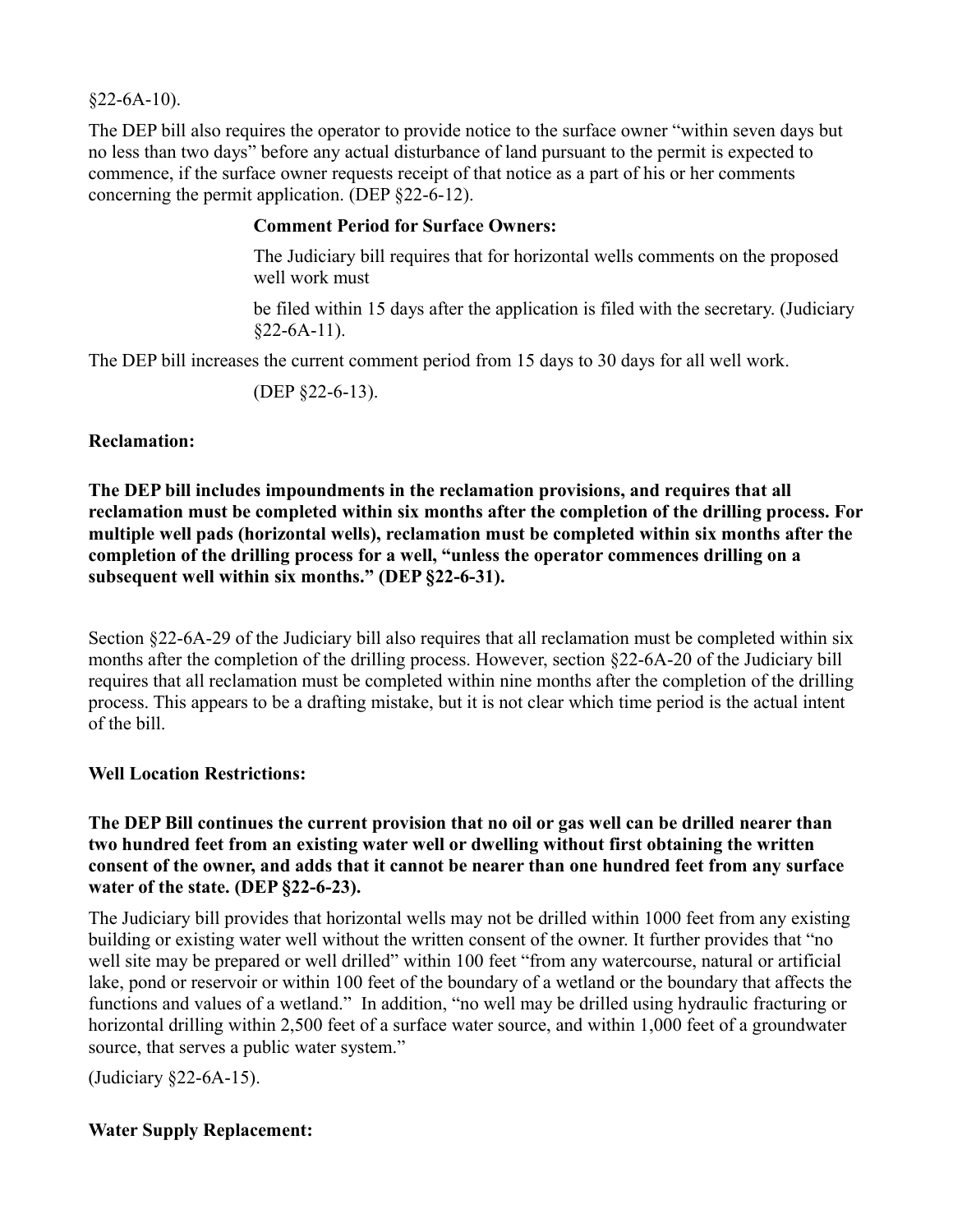§22-6A-10).

The DEP bill also requires the operator to provide notice to the surface owner "within seven days but no less than two days" before any actual disturbance of land pursuant to the permit is expected to commence, if the surface owner requests receipt of that notice as a part of his or her comments concerning the permit application. (DEP §22-6-12).

**Comment Period for Surface Owners:**

The Judiciary bill requires that for horizontal wells comments on the proposed well work must

be filed within 15 days after the application is filed with the secretary. (Judiciary §22-6A-11).

The DEP bill increases the current comment period from 15 days to 30 days for all well work.

(DEP §22-6-13).

**Reclamation:**

**The DEP bill includes impoundments in the reclamation provisions, and requires that all reclamation must be completed within six months after the completion of the drilling process. For multiple well pads (horizontal wells), reclamation must be completed within six months after the completion of the drilling process for a well, "unless the operator commences drilling on a subsequent well within six months." (DEP §22-6-31).**

Section §22-6A-29 of the Judiciary bill also requires that all reclamation must be completed within six months after the completion of the drilling process. However, section §22-6A-20 of the Judiciary bill requires that all reclamation must be completed within nine months after the completion of the drilling process. This appears to be a drafting mistake, but it is not clear which time period is the actual intent of the bill.

**Well Location Restrictions:**

**The DEP Bill continues the current provision that no oil or gas well can be drilled nearer than two hundred feet from an existing water well or dwelling without first obtaining the written consent of the owner, and adds that it cannot be nearer than one hundred feet from any surface water of the state. (DEP §22-6-23).**

The Judiciary bill provides that horizontal wells may not be drilled within 1000 feet from any existing building or existing water well without the written consent of the owner. It further provides that "no well site may be prepared or well drilled" within 100 feet "from any watercourse, natural or artificial lake, pond or reservoir or within 100 feet of the boundary of a wetland or the boundary that affects the functions and values of a wetland." In addition, "no well may be drilled using hydraulic fracturing or horizontal drilling within 2,500 feet of a surface water source, and within 1,000 feet of a groundwater source, that serves a public water system."

(Judiciary §22-6A-15).

**Water Supply Replacement:**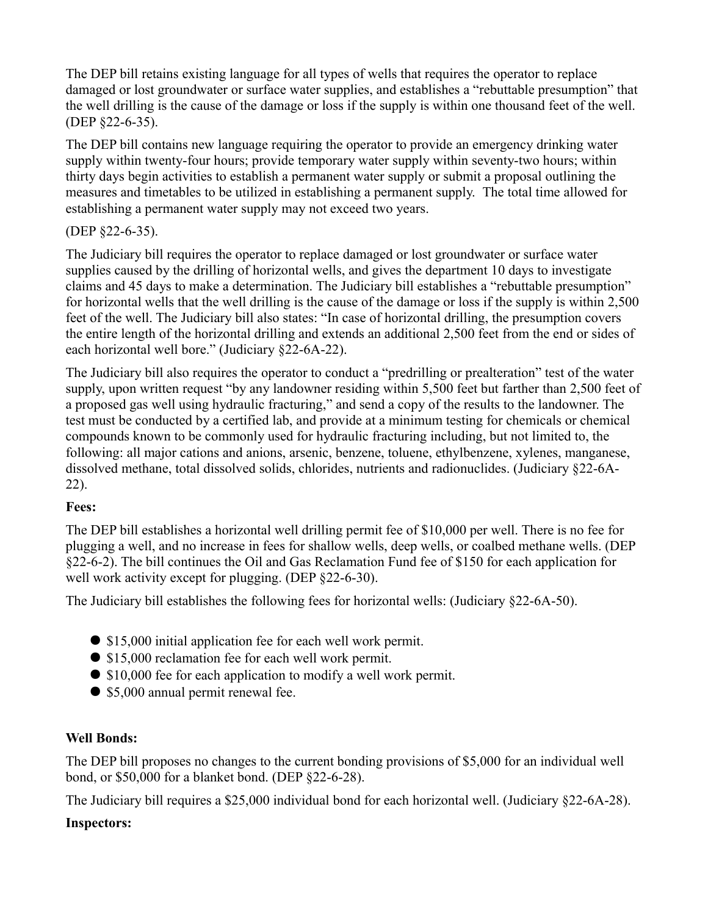The DEP bill retains existing language for all types of wells that requires the operator to replace damaged or lost groundwater or surface water supplies, and establishes a "rebuttable presumption" that the well drilling is the cause of the damage or loss if the supply is within one thousand feet of the well. (DEP §22-6-35).

The DEP bill contains new language requiring the operator to provide an emergency drinking water supply within twenty-four hours; provide temporary water supply within seventy-two hours; within thirty days begin activities to establish a permanent water supply or submit a proposal outlining the measures and timetables to be utilized in establishing a permanent supply. The total time allowed for establishing a permanent water supply may not exceed two years.

(DEP §22-6-35).

The Judiciary bill requires the operator to replace damaged or lost groundwater or surface water supplies caused by the drilling of horizontal wells, and gives the department 10 days to investigate claims and 45 days to make a determination. The Judiciary bill establishes a "rebuttable presumption" for horizontal wells that the well drilling is the cause of the damage or loss if the supply is within 2,500 feet of the well. The Judiciary bill also states: "In case of horizontal drilling, the presumption covers the entire length of the horizontal drilling and extends an additional 2,500 feet from the end or sides of each horizontal well bore." (Judiciary §22-6A-22).

The Judiciary bill also requires the operator to conduct a "predrilling or prealteration" test of the water supply, upon written request "by any landowner residing within 5,500 feet but farther than 2,500 feet of a proposed gas well using hydraulic fracturing," and send a copy of the results to the landowner. The test must be conducted by a certified lab, and provide at a minimum testing for chemicals or chemical compounds known to be commonly used for hydraulic fracturing including, but not limited to, the following: all major cations and anions, arsenic, benzene, toluene, ethylbenzene, xylenes, manganese, dissolved methane, total dissolved solids, chlorides, nutrients and radionuclides. (Judiciary §22-6A-22).

**Fees:**

The DEP bill establishes a horizontal well drilling permit fee of $10,000 per well. There is no fee for plugging a well, and no increase in fees for shallow wells, deep wells, or coalbed methane wells. (DEP §22-6-2). The bill continues the Oil and Gas Reclamation Fund fee of $150 for each application for well work activity except for plugging. (DEP §22-6-30).

The Judiciary bill establishes the following fees for horizontal wells: (Judiciary §22-6A-50).

- $15,000 initial application fee for each well work permit.
- $15,000 reclamation fee for each well work permit.
- $10,000 fee for each application to modify a well work permit.
- $5,000 annual permit renewal fee.

**Well Bonds:**

The DEP bill proposes no changes to the current bonding provisions of $5,000 for an individual well bond, or $50,000 for a blanket bond. (DEP §22-6-28).

The Judiciary bill requires a $25,000 individual bond for each horizontal well. (Judiciary §22-6A-28).

**Inspectors:**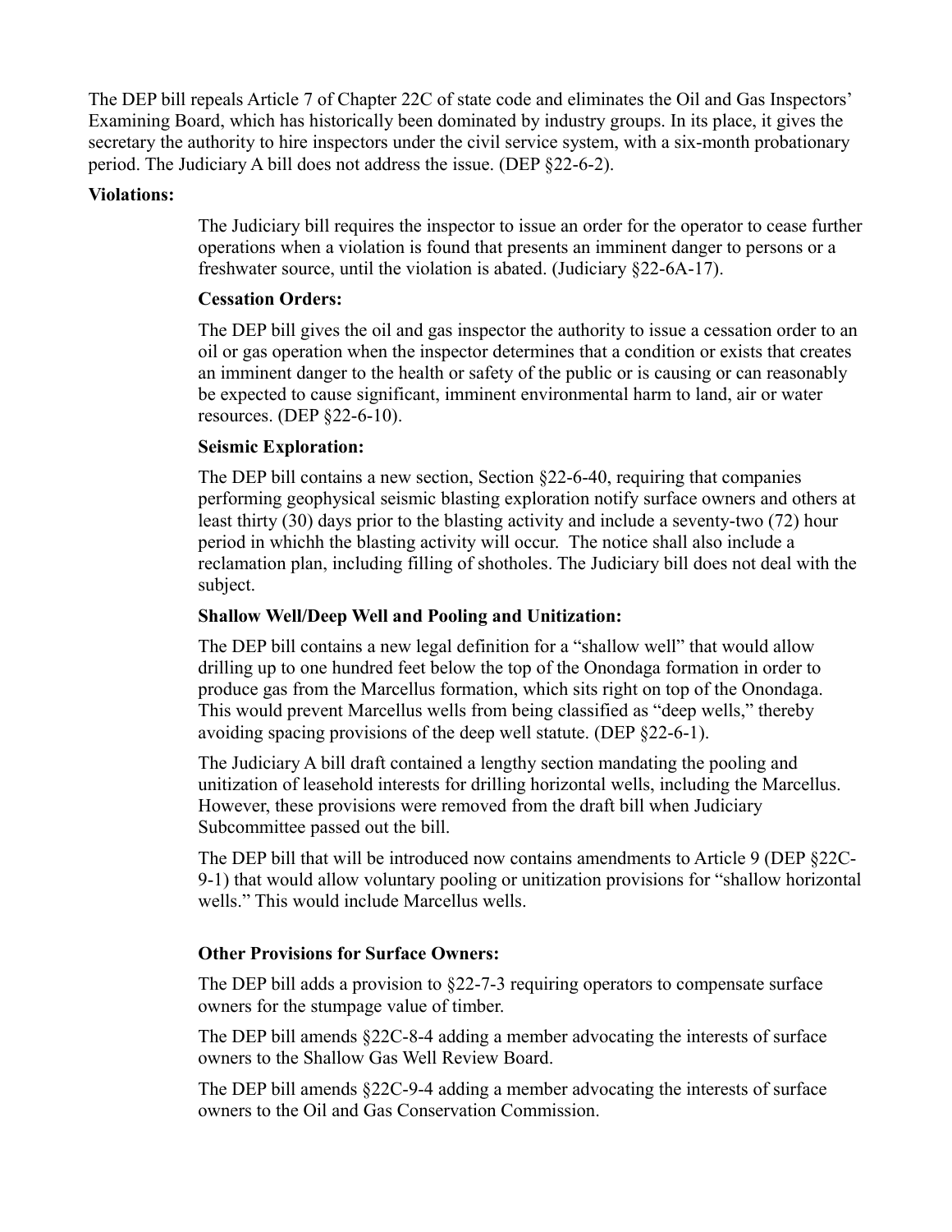The DEP bill repeals Article 7 of Chapter 22C of state code and eliminates the Oil and Gas Inspectors' Examining Board, which has historically been dominated by industry groups. In its place, it gives the secretary the authority to hire inspectors under the civil service system, with a six-month probationary period. The Judiciary A bill does not address the issue. (DEP §22-6-2).

**Violations:**

The Judiciary bill requires the inspector to issue an order for the operator to cease further operations when a violation is found that presents an imminent danger to persons or a freshwater source, until the violation is abated. (Judiciary §22-6A-17).

**Cessation Orders:**

The DEP bill gives the oil and gas inspector the authority to issue a cessation order to an oil or gas operation when the inspector determines that a condition or exists that creates an imminent danger to the health or safety of the public or is causing or can reasonably be expected to cause significant, imminent environmental harm to land, air or water resources. (DEP §22-6-10).

**Seismic Exploration:**

The DEP bill contains a new section, Section §22-6-40, requiring that companies performing geophysical seismic blasting exploration notify surface owners and others at least thirty (30) days prior to the blasting activity and include a seventy-two (72) hour period in whichh the blasting activity will occur. The notice shall also include a reclamation plan, including filling of shotholes. The Judiciary bill does not deal with the subject.

**Shallow Well/Deep Well and Pooling and Unitization:**

The DEP bill contains a new legal definition for a "shallow well" that would allow drilling up to one hundred feet below the top of the Onondaga formation in order to produce gas from the Marcellus formation, which sits right on top of the Onondaga. This would prevent Marcellus wells from being classified as "deep wells," thereby avoiding spacing provisions of the deep well statute. (DEP §22-6-1).

The Judiciary A bill draft contained a lengthy section mandating the pooling and unitization of leasehold interests for drilling horizontal wells, including the Marcellus. However, these provisions were removed from the draft bill when Judiciary Subcommittee passed out the bill.

The DEP bill that will be introduced now contains amendments to Article 9 (DEP §22C-9-1) that would allow voluntary pooling or unitization provisions for "shallow horizontal wells." This would include Marcellus wells.

**Other Provisions for Surface Owners:**

The DEP bill adds a provision to §22-7-3 requiring operators to compensate surface owners for the stumpage value of timber.

The DEP bill amends §22C-8-4 adding a member advocating the interests of surface owners to the Shallow Gas Well Review Board.

The DEP bill amends §22C-9-4 adding a member advocating the interests of surface owners to the Oil and Gas Conservation Commission.